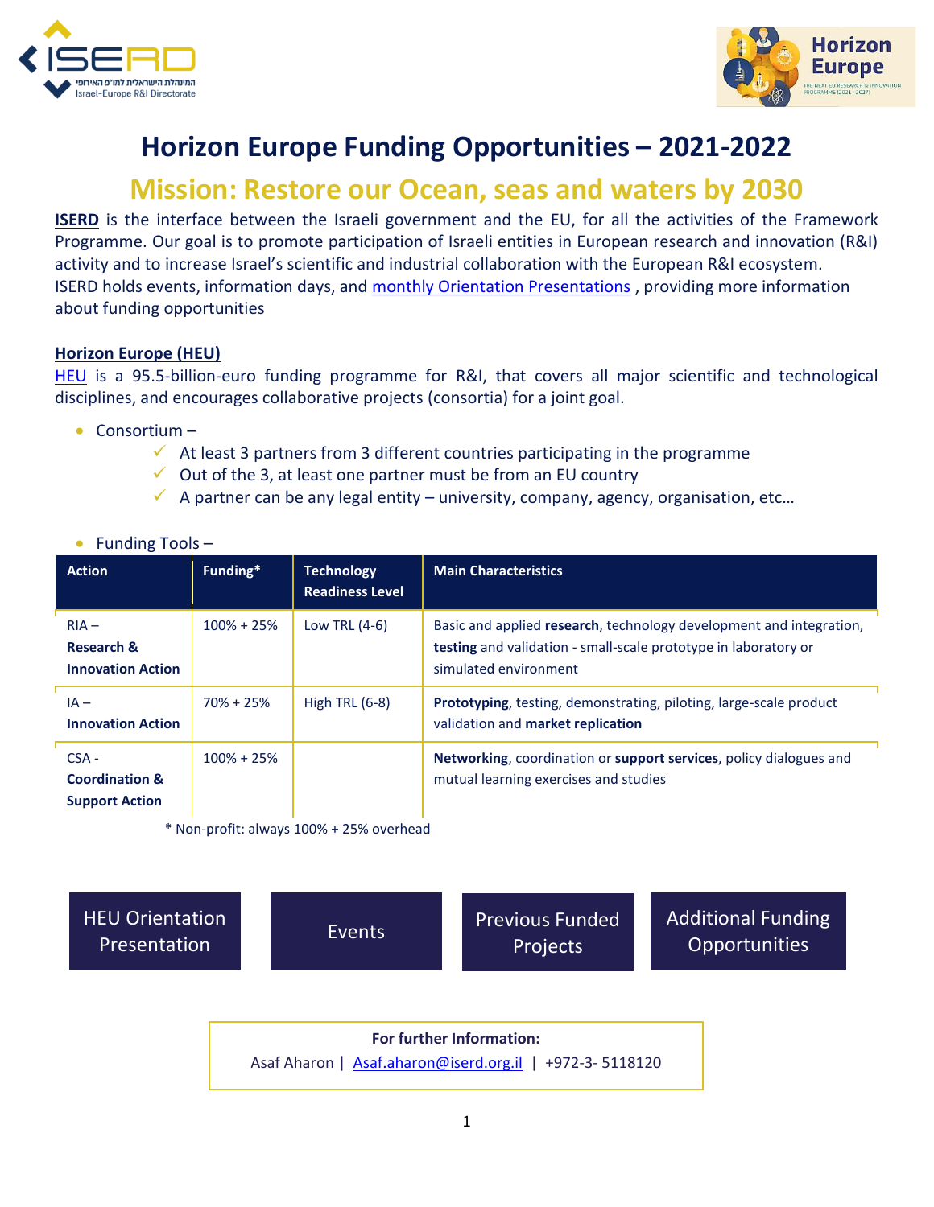# Horizon Europe Funding Opportunities – 2021-2022

## Mission: Restore our Ocean, seas and waters by 2030

**ISERD** is the interface between the Israeli government and the EU, for all the activities of the Framework Programme. Our goal is to promote participation of Israeli entities in European research and innovation (R&I) activity and to increase Israel's scientific and industrial collaboration with the European R&I ecosystem.
ISERD holds events, information days, and monthly Orientation Presentations , providing more information about funding opportunities

### Horizon Europe (HEU)

HEU is a 95.5-billion-euro funding programme for R&I, that covers all major scientific and technological disciplines, and encourages collaborative projects (consortia) for a joint goal.

- Consortium –
  - ✓ At least 3 partners from 3 different countries participating in the programme
  - ✓ Out of the 3, at least one partner must be from an EU country
  - ✓ A partner can be any legal entity – university, company, agency, organisation, etc…

- Funding Tools –

| Action | Funding* | Technology Readiness Level | Main Characteristics |
|---|---|---|---|
| RIA – **Research & Innovation Action** | 100% + 25% | Low TRL (4-6) | Basic and applied **research**, technology development and integration, **testing** and validation - small-scale prototype in laboratory or simulated environment |
| IA – **Innovation Action** | 70% + 25% | High TRL (6-8) | **Prototyping**, testing, demonstrating, piloting, large-scale product validation and **market replication** |
| CSA - **Coordination & Support Action** | 100% + 25% | | **Networking**, coordination or **support services**, policy dialogues and mutual learning exercises and studies |

\* Non-profit: always 100% + 25% overhead

HEU Orientation Presentation | Events | Previous Funded Projects | Additional Funding Opportunities

**For further Information:**
Asaf Aharon | Asaf.aharon@iserd.org.il | +972-3- 5118120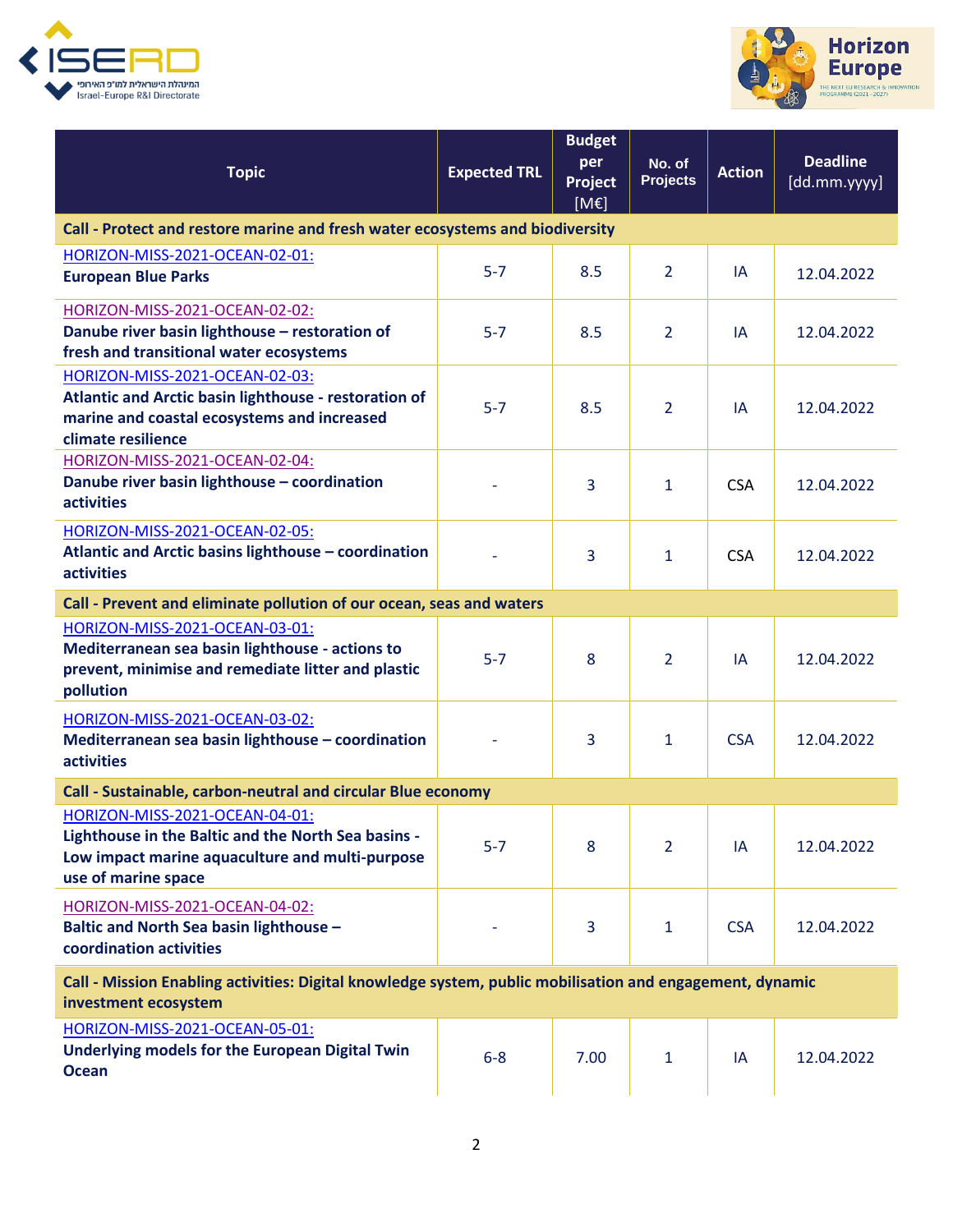| Topic | Expected TRL | Budget per Project [M€] | No. of Projects | Action | Deadline [dd.mm.yyyy] |
|---|---|---|---|---|---|
| **Call - Protect and restore marine and fresh water ecosystems and biodiversity** | | | | | |
| HORIZON-MISS-2021-OCEAN-02-01: **European Blue Parks** | 5-7 | 8.5 | 2 | IA | 12.04.2022 |
| HORIZON-MISS-2021-OCEAN-02-02: **Danube river basin lighthouse – restoration of fresh and transitional water ecosystems** | 5-7 | 8.5 | 2 | IA | 12.04.2022 |
| HORIZON-MISS-2021-OCEAN-02-03: **Atlantic and Arctic basin lighthouse - restoration of marine and coastal ecosystems and increased climate resilience** | 5-7 | 8.5 | 2 | IA | 12.04.2022 |
| HORIZON-MISS-2021-OCEAN-02-04: **Danube river basin lighthouse – coordination activities** | - | 3 | 1 | CSA | 12.04.2022 |
| HORIZON-MISS-2021-OCEAN-02-05: **Atlantic and Arctic basins lighthouse – coordination activities** | - | 3 | 1 | CSA | 12.04.2022 |
| **Call - Prevent and eliminate pollution of our ocean, seas and waters** | | | | | |
| HORIZON-MISS-2021-OCEAN-03-01: **Mediterranean sea basin lighthouse - actions to prevent, minimise and remediate litter and plastic pollution** | 5-7 | 8 | 2 | IA | 12.04.2022 |
| HORIZON-MISS-2021-OCEAN-03-02: **Mediterranean sea basin lighthouse – coordination activities** | - | 3 | 1 | CSA | 12.04.2022 |
| **Call - Sustainable, carbon-neutral and circular Blue economy** | | | | | |
| HORIZON-MISS-2021-OCEAN-04-01: **Lighthouse in the Baltic and the North Sea basins - Low impact marine aquaculture and multi-purpose use of marine space** | 5-7 | 8 | 2 | IA | 12.04.2022 |
| HORIZON-MISS-2021-OCEAN-04-02: **Baltic and North Sea basin lighthouse – coordination activities** | - | 3 | 1 | CSA | 12.04.2022 |
| **Call - Mission Enabling activities: Digital knowledge system, public mobilisation and engagement, dynamic investment ecosystem** | | | | | |
| HORIZON-MISS-2021-OCEAN-05-01: **Underlying models for the European Digital Twin Ocean** | 6-8 | 7.00 | 1 | IA | 12.04.2022 |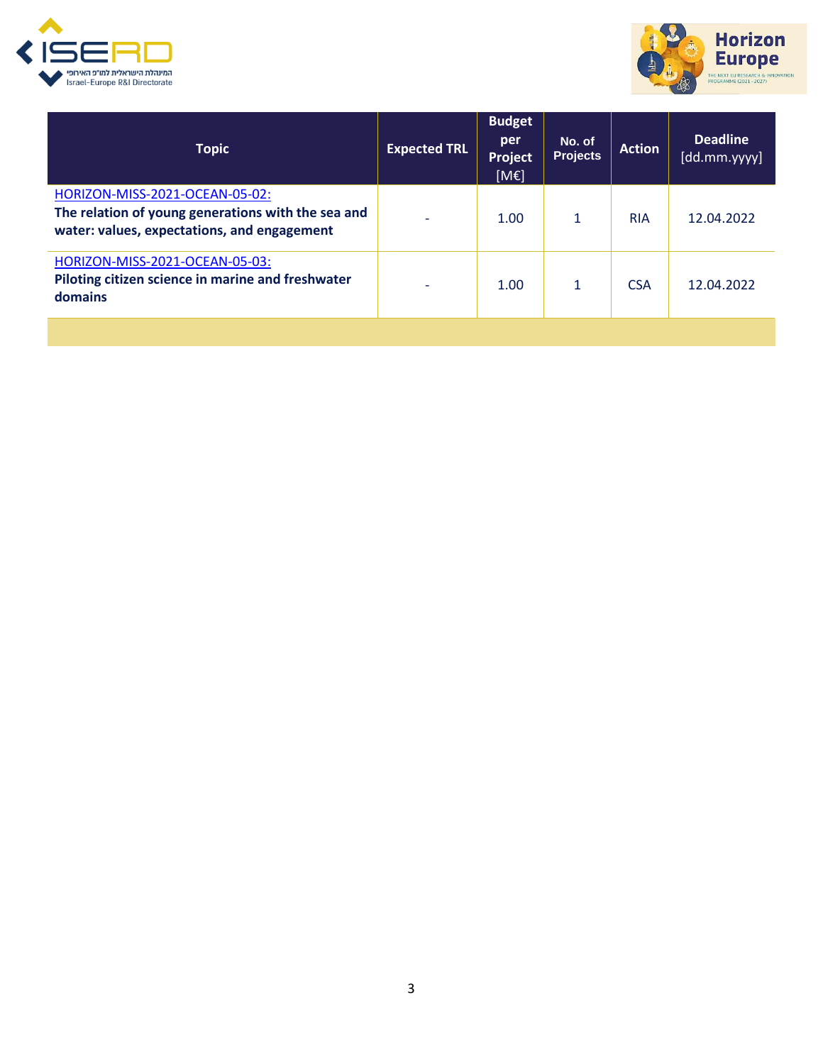| Topic | Expected TRL | Budget per Project [M€] | No. of Projects | Action | Deadline [dd.mm.yyyy] |
| --- | --- | --- | --- | --- | --- |
| HORIZON-MISS-2021-OCEAN-05-02: **The relation of young generations with the sea and water: values, expectations, and engagement** | - | 1.00 | 1 | RIA | 12.04.2022 |
| HORIZON-MISS-2021-OCEAN-05-03: **Piloting citizen science in marine and freshwater domains** | - | 1.00 | 1 | CSA | 12.04.2022 |